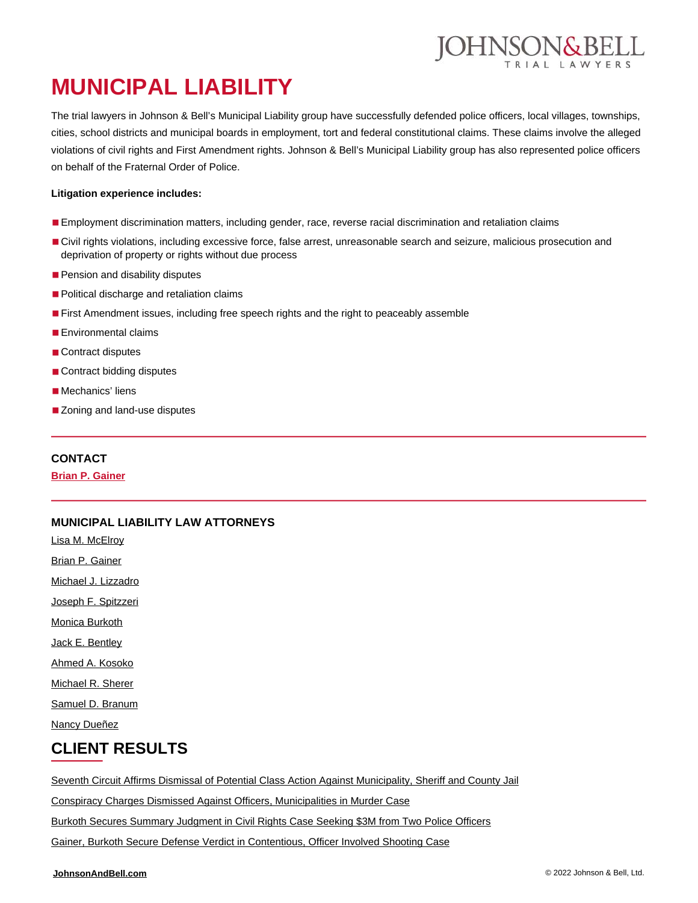# MUNICIPAL LIABILITY

The trial lawyers in Johnson & Bell's Municipal Liability group have successfully defended police officers, local villages, townships, cities, school districts and municipal boards in employment, tort and federal constitutional claims. These claims involve the alleged violations of civil rights and First Amendment rights. Johnson & Bell's Municipal Liability group has also represented police officers on behalf of the Fraternal Order of Police.

**Litigation experience includes:**

- Employment discrimination matters, including gender, race, reverse racial discrimination and retaliation claims
- Civil rights violations, including excessive force, false arrest, unreasonable search and seizure, malicious prosecution and deprivation of property or rights without due process
- Pension and disability disputes
- Political discharge and retaliation claims
- First Amendment issues, including free speech rights and the right to peaceably assemble
- Environmental claims
- Contract disputes
- Contract bidding disputes
- Mechanics' liens
- Zoning and land-use disputes

---

### CONTACT

**Brian P. Gainer**

---

### MUNICIPAL LIABILITY LAW ATTORNEYS

Lisa M. McElroy

Brian P. Gainer

Michael J. Lizzadro

Joseph F. Spitzzeri

Monica Burkoth

Jack E. Bentley

Ahmed A. Kosoko

Michael R. Sherer

Samuel D. Branum

Nancy Dueñez

## CLIENT RESULTS

Seventh Circuit Affirms Dismissal of Potential Class Action Against Municipality, Sheriff and County Jail

Conspiracy Charges Dismissed Against Officers, Municipalities in Murder Case

Burkoth Secures Summary Judgment in Civil Rights Case Seeking $3M from Two Police Officers

Gainer, Burkoth Secure Defense Verdict in Contentious, Officer Involved Shooting Case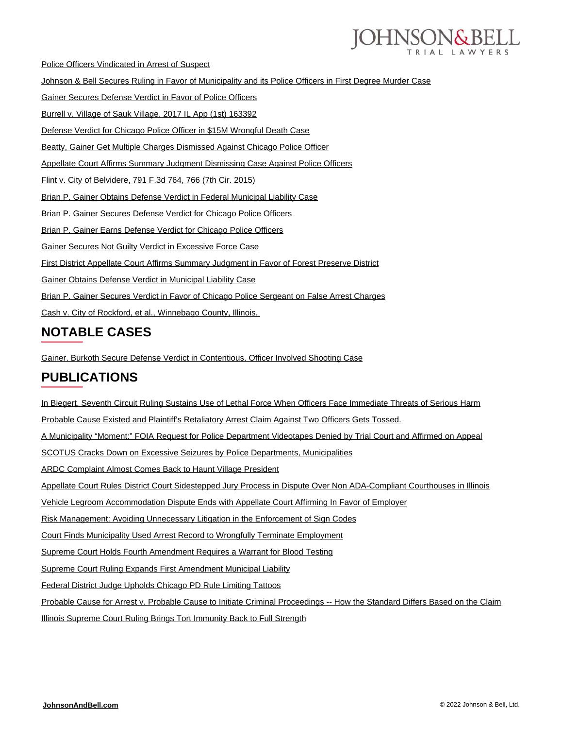Police Officers Vindicated in Arrest of Suspect

Johnson & Bell Secures Ruling in Favor of Municipality and its Police Officers in First Degree Murder Case

Gainer Secures Defense Verdict in Favor of Police Officers

Burrell v. Village of Sauk Village, 2017 IL App (1st) 163392

Defense Verdict for Chicago Police Officer in $15M Wrongful Death Case

Beatty, Gainer Get Multiple Charges Dismissed Against Chicago Police Officer

Appellate Court Affirms Summary Judgment Dismissing Case Against Police Officers

Flint v. City of Belvidere, 791 F.3d 764, 766 (7th Cir. 2015)

Brian P. Gainer Obtains Defense Verdict in Federal Municipal Liability Case

Brian P. Gainer Secures Defense Verdict for Chicago Police Officers

Brian P. Gainer Earns Defense Verdict for Chicago Police Officers

Gainer Secures Not Guilty Verdict in Excessive Force Case

First District Appellate Court Affirms Summary Judgment in Favor of Forest Preserve District

Gainer Obtains Defense Verdict in Municipal Liability Case

Brian P. Gainer Secures Verdict in Favor of Chicago Police Sergeant on False Arrest Charges

Cash v. City of Rockford, et al., Winnebago County, Illinois.

## NOTABLE CASES

Gainer, Burkoth Secure Defense Verdict in Contentious, Officer Involved Shooting Case

## PUBLICATIONS

In Biegert, Seventh Circuit Ruling Sustains Use of Lethal Force When Officers Face Immediate Threats of Serious Harm

Probable Cause Existed and Plaintiff's Retaliatory Arrest Claim Against Two Officers Gets Tossed.

A Municipality "Moment:" FOIA Request for Police Department Videotapes Denied by Trial Court and Affirmed on Appeal

SCOTUS Cracks Down on Excessive Seizures by Police Departments, Municipalities

ARDC Complaint Almost Comes Back to Haunt Village President

Appellate Court Rules District Court Sidestepped Jury Process in Dispute Over Non ADA-Compliant Courthouses in Illinois

Vehicle Legroom Accommodation Dispute Ends with Appellate Court Affirming In Favor of Employer

Risk Management: Avoiding Unnecessary Litigation in the Enforcement of Sign Codes

Court Finds Municipality Used Arrest Record to Wrongfully Terminate Employment

Supreme Court Holds Fourth Amendment Requires a Warrant for Blood Testing

Supreme Court Ruling Expands First Amendment Municipal Liability

Federal District Judge Upholds Chicago PD Rule Limiting Tattoos

Probable Cause for Arrest v. Probable Cause to Initiate Criminal Proceedings -- How the Standard Differs Based on the Claim

Illinois Supreme Court Ruling Brings Tort Immunity Back to Full Strength